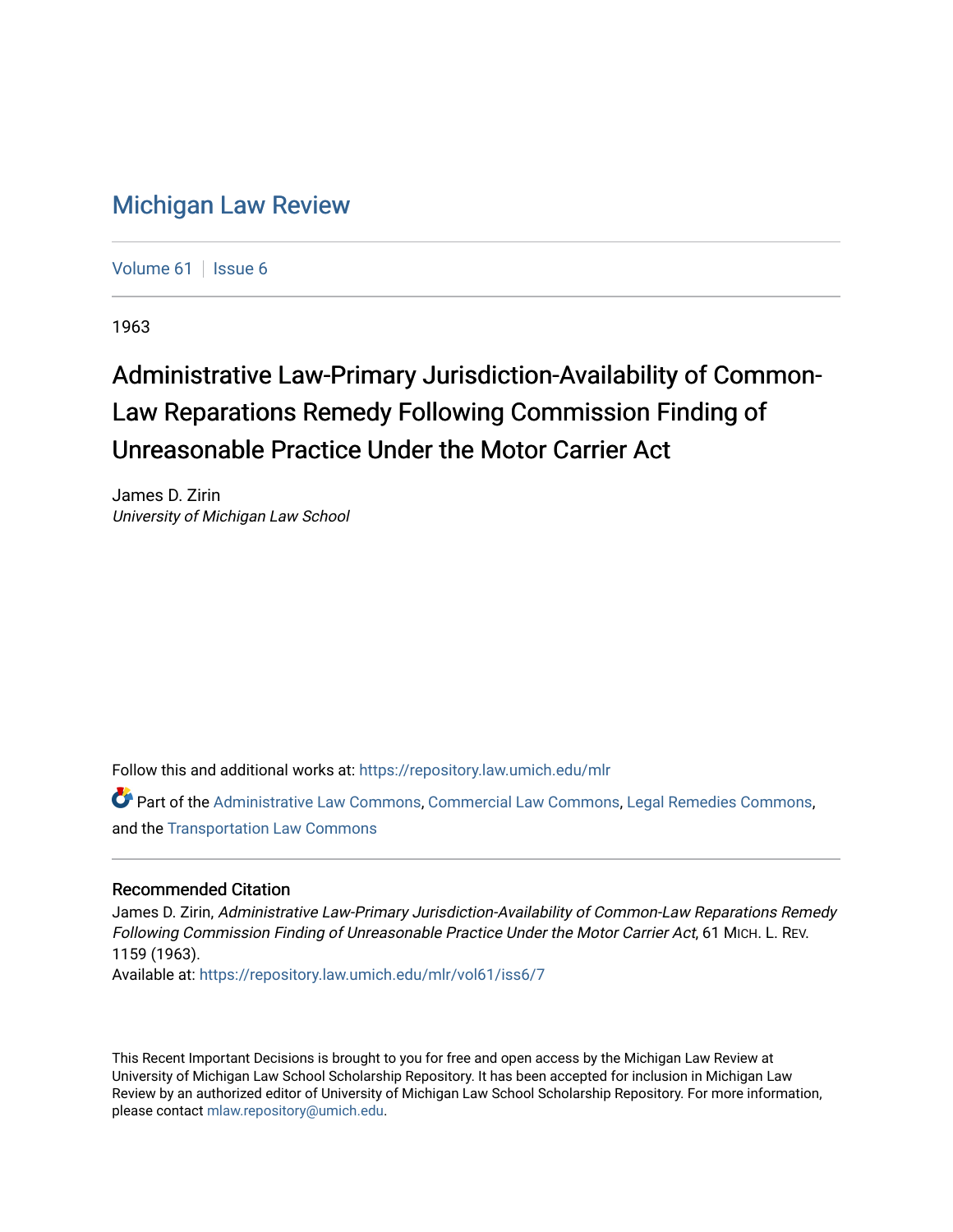# Michigan Law Review

Volume 61 | Issue 6

1963

## Administrative Law-Primary Jurisdiction-Availability of Common-Law Reparations Remedy Following Commission Finding of Unreasonable Practice Under the Motor Carrier Act

James D. Zirin
*University of Michigan Law School*

Follow this and additional works at: https://repository.law.umich.edu/mlr

Part of the Administrative Law Commons, Commercial Law Commons, Legal Remedies Commons, and the Transportation Law Commons

### Recommended Citation

James D. Zirin, *Administrative Law-Primary Jurisdiction-Availability of Common-Law Reparations Remedy Following Commission Finding of Unreasonable Practice Under the Motor Carrier Act*, 61 MICH. L. REV. 1159 (1963).
Available at: https://repository.law.umich.edu/mlr/vol61/iss6/7

This Recent Important Decisions is brought to you for free and open access by the Michigan Law Review at University of Michigan Law School Scholarship Repository. It has been accepted for inclusion in Michigan Law Review by an authorized editor of University of Michigan Law School Scholarship Repository. For more information, please contact mlaw.repository@umich.edu.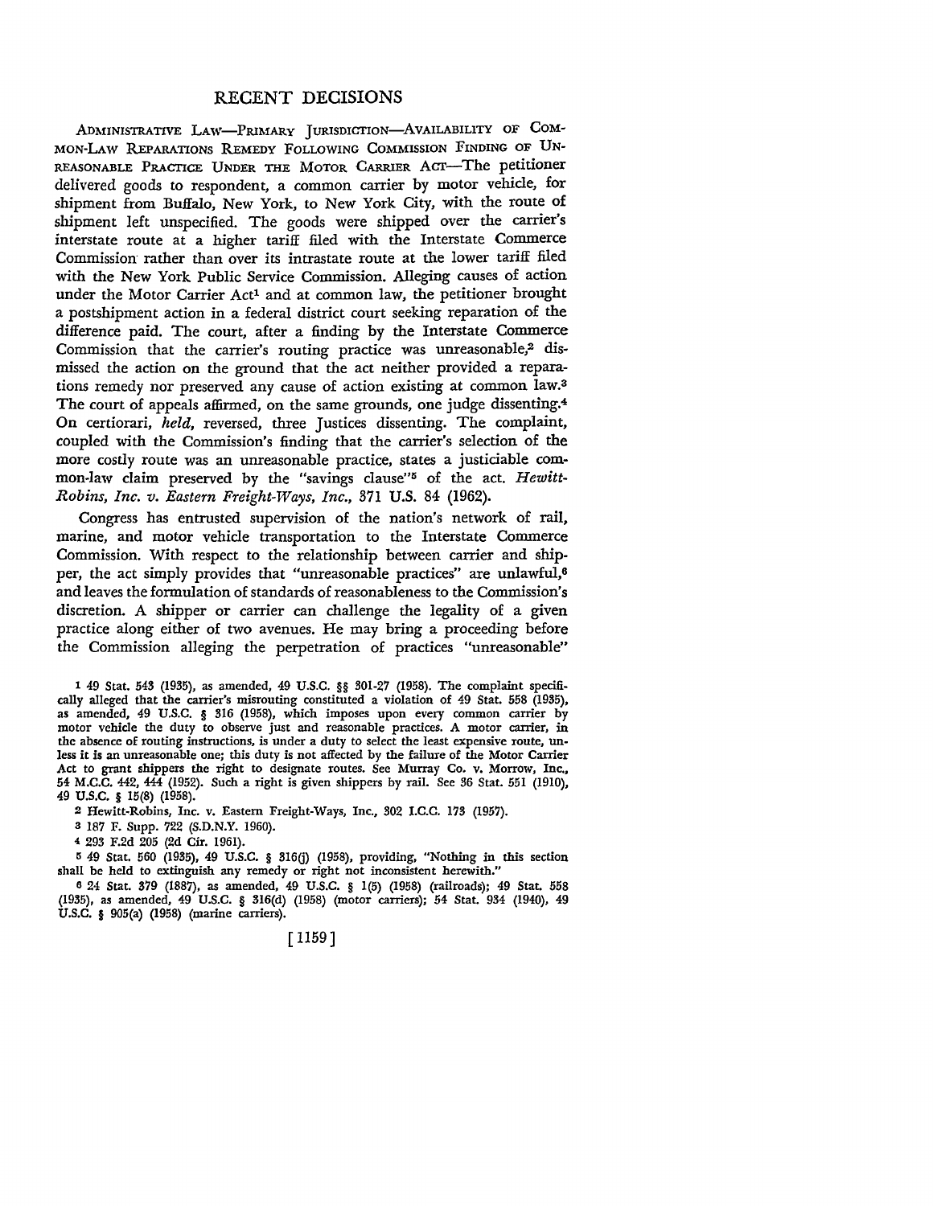## RECENT DECISIONS

ADMINISTRATIVE LAW—PRIMARY JURISDICTION—AVAILABILITY OF COMMON-LAW REPARATIONS REMEDY FOLLOWING COMMISSION FINDING OF UNREASONABLE PRACTICE UNDER THE MOTOR CARRIER ACT—The petitioner delivered goods to respondent, a common carrier by motor vehicle, for shipment from Buffalo, New York, to New York City, with the route of shipment left unspecified. The goods were shipped over the carrier's interstate route at a higher tariff filed with the Interstate Commerce Commission rather than over its intrastate route at the lower tariff filed with the New York Public Service Commission. Alleging causes of action under the Motor Carrier Act[1] and at common law, the petitioner brought a postshipment action in a federal district court seeking reparation of the difference paid. The court, after a finding by the Interstate Commerce Commission that the carrier's routing practice was unreasonable,[2] dismissed the action on the ground that the act neither provided a reparations remedy nor preserved any cause of action existing at common law.[3] The court of appeals affirmed, on the same grounds, one judge dissenting.[4] On certiorari, *held*, reversed, three Justices dissenting. The complaint, coupled with the Commission's finding that the carrier's selection of the more costly route was an unreasonable practice, states a justiciable common-law claim preserved by the "savings clause"[5] of the act. *Hewitt-Robins, Inc. v. Eastern Freight-Ways, Inc.*, 371 U.S. 84 (1962).

Congress has entrusted supervision of the nation's network of rail, marine, and motor vehicle transportation to the Interstate Commerce Commission. With respect to the relationship between carrier and shipper, the act simply provides that "unreasonable practices" are unlawful,[6] and leaves the formulation of standards of reasonableness to the Commission's discretion. A shipper or carrier can challenge the legality of a given practice along either of two avenues. He may bring a proceeding before the Commission alleging the perpetration of practices "unreasonable"

---

[1] 49 Stat. 543 (1935), as amended, 49 U.S.C. §§ 301-27 (1958). The complaint specifically alleged that the carrier's misrouting constituted a violation of 49 Stat. 558 (1935), as amended, 49 U.S.C. § 316 (1958), which imposes upon every common carrier by motor vehicle the duty to observe just and reasonable practices. A motor carrier, in the absence of routing instructions, is under a duty to select the least expensive route, unless it is an unreasonable one; this duty is not affected by the failure of the Motor Carrier Act to grant shippers the right to designate routes. See Murray Co. v. Morrow, Inc., 54 M.C.C. 442, 444 (1952). Such a right is given shippers by rail. See 36 Stat. 551 (1910), 49 U.S.C. § 15(8) (1958).

[2] Hewitt-Robins, Inc. v. Eastern Freight-Ways, Inc., 302 I.C.C. 173 (1957).

[3] 187 F. Supp. 722 (S.D.N.Y. 1960).

[4] 293 F.2d 205 (2d Cir. 1961).

[5] 49 Stat. 560 (1935), 49 U.S.C. § 316(j) (1958), providing, "Nothing in this section shall be held to extinguish any remedy or right not inconsistent herewith."

[6] 24 Stat. 379 (1887), as amended, 49 U.S.C. § 1(5) (1958) (railroads); 49 Stat. 558 (1935), as amended, 49 U.S.C. § 316(d) (1958) (motor carriers); 54 Stat. 934 (1940), 49 U.S.C. § 905(a) (1958) (marine carriers).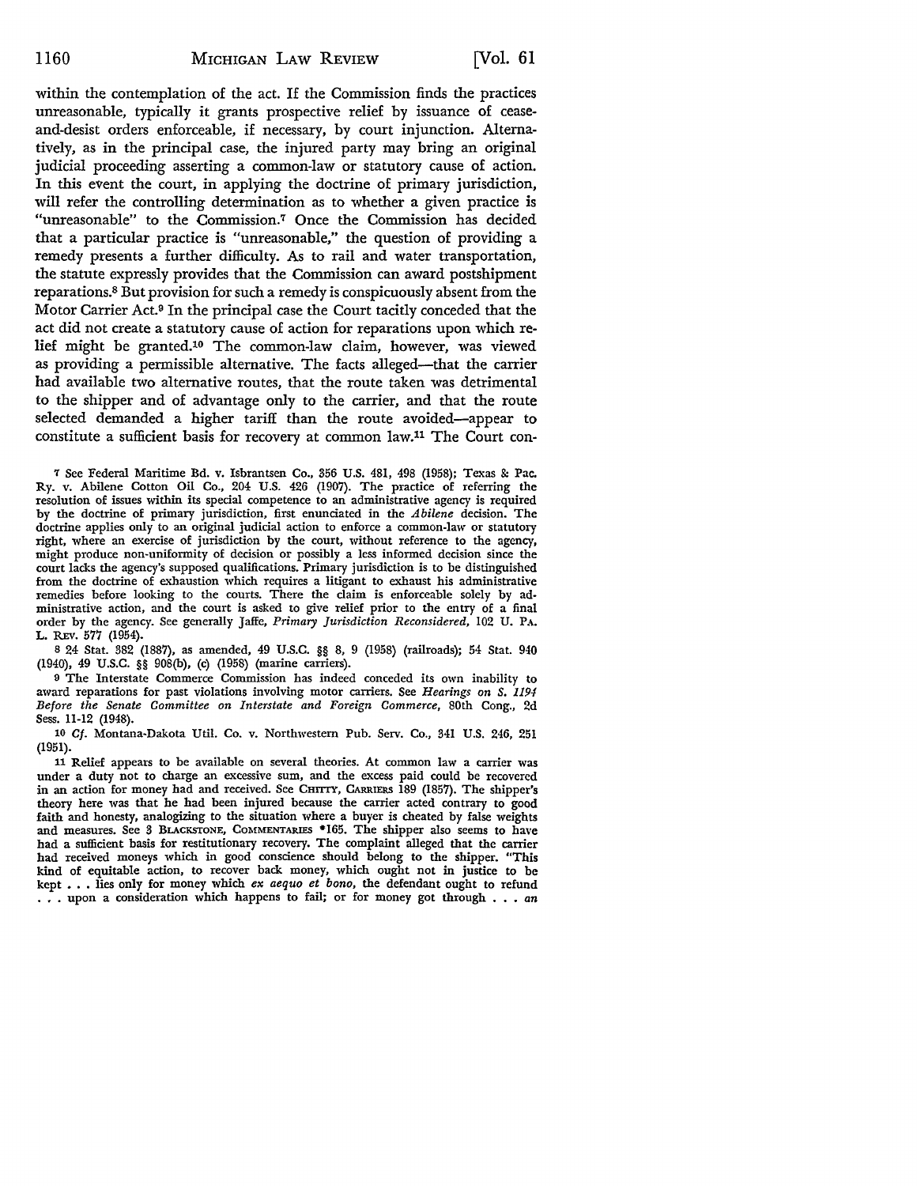within the contemplation of the act. If the Commission finds the practices unreasonable, typically it grants prospective relief by issuance of cease-and-desist orders enforceable, if necessary, by court injunction. Alternatively, as in the principal case, the injured party may bring an original judicial proceeding asserting a common-law or statutory cause of action. In this event the court, in applying the doctrine of primary jurisdiction, will refer the controlling determination as to whether a given practice is "unreasonable" to the Commission.[7] Once the Commission has decided that a particular practice is "unreasonable," the question of providing a remedy presents a further difficulty. As to rail and water transportation, the statute expressly provides that the Commission can award postshipment reparations.[8] But provision for such a remedy is conspicuously absent from the Motor Carrier Act.[9] In the principal case the Court tacitly conceded that the act did not create a statutory cause of action for reparations upon which relief might be granted.[10] The common-law claim, however, was viewed as providing a permissible alternative. The facts alleged—that the carrier had available two alternative routes, that the route taken was detrimental to the shipper and of advantage only to the carrier, and that the route selected demanded a higher tariff than the route avoided—appear to constitute a sufficient basis for recovery at common law.[11] The Court con-

[7] See Federal Maritime Bd. v. Isbrantsen Co., 356 U.S. 481, 498 (1958); Texas & Pac. Ry. v. Abilene Cotton Oil Co., 204 U.S. 426 (1907). The practice of referring the resolution of issues within its special competence to an administrative agency is required by the doctrine of primary jurisdiction, first enunciated in the *Abilene* decision. The doctrine applies only to an original judicial action to enforce a common-law or statutory right, where an exercise of jurisdiction by the court, without reference to the agency, might produce non-uniformity of decision or possibly a less informed decision since the court lacks the agency's supposed qualifications. Primary jurisdiction is to be distinguished from the doctrine of exhaustion which requires a litigant to exhaust his administrative remedies before looking to the courts. There the claim is enforceable solely by administrative action, and the court is asked to give relief prior to the entry of a final order by the agency. See generally Jaffe, *Primary Jurisdiction Reconsidered*, 102 U. PA. L. REV. 577 (1954).

[8] 24 Stat. 382 (1887), as amended, 49 U.S.C. §§ 8, 9 (1958) (railroads); 54 Stat. 940 (1940), 49 U.S.C. §§ 908(b), (c) (1958) (marine carriers).

[9] The Interstate Commerce Commission has indeed conceded its own inability to award reparations for past violations involving motor carriers. See *Hearings on S. 1194 Before the Senate Committee on Interstate and Foreign Commerce*, 80th Cong., 2d Sess. 11-12 (1948).

[10] *Cf.* Montana-Dakota Util. Co. v. Northwestern Pub. Serv. Co., 341 U.S. 246, 251 (1951).

[11] Relief appears to be available on several theories. At common law a carrier was under a duty not to charge an excessive sum, and the excess paid could be recovered in an action for money had and received. See CHITTY, CARRIERS 189 (1857). The shipper's theory here was that he had been injured because the carrier acted contrary to good faith and honesty, analogizing to the situation where a buyer is cheated by false weights and measures. See 3 BLACKSTONE, COMMENTARIES *165. The shipper also seems to have had a sufficient basis for restitutionary recovery. The complaint alleged that the carrier had received moneys which in good conscience should belong to the shipper. "This kind of equitable action, to recover back money, which ought not in justice to be kept . . . lies only for money which *ex aequo et bono*, the defendant ought to refund . . . upon a consideration which happens to fail; or for money got through . . . *an*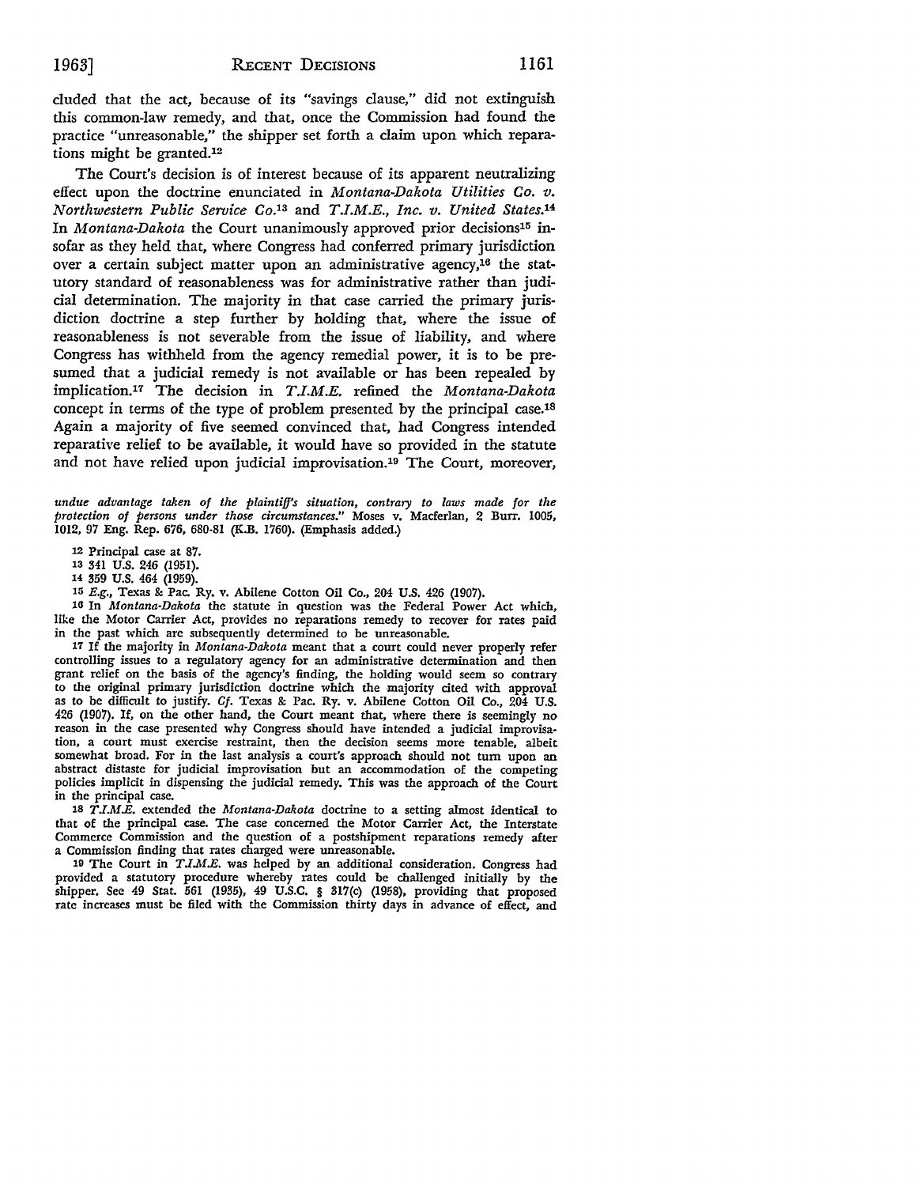cluded that the act, because of its "savings clause," did not extinguish this common-law remedy, and that, once the Commission had found the practice "unreasonable," the shipper set forth a claim upon which reparations might be granted.[12]

The Court's decision is of interest because of its apparent neutralizing effect upon the doctrine enunciated in *Montana-Dakota Utilities Co. v. Northwestern Public Service Co.*[13] and *T.I.M.E., Inc. v. United States.*[14] In *Montana-Dakota* the Court unanimously approved prior decisions[15] insofar as they held that, where Congress had conferred primary jurisdiction over a certain subject matter upon an administrative agency,[16] the statutory standard of reasonableness was for administrative rather than judicial determination. The majority in that case carried the primary jurisdiction doctrine a step further by holding that, where the issue of reasonableness is not severable from the issue of liability, and where Congress has withheld from the agency remedial power, it is to be presumed that a judicial remedy is not available or has been repealed by implication.[17] The decision in *T.I.M.E.* refined the *Montana-Dakota* concept in terms of the type of problem presented by the principal case.[18] Again a majority of five seemed convinced that, had Congress intended reparative relief to be available, it would have so provided in the statute and not have relied upon judicial improvisation.[19] The Court, moreover,

---

*undue advantage taken of the plaintiff's situation, contrary to laws made for the protection of persons under those circumstances.*" Moses v. Macferlan, 2 Burr. 1005, 1012, 97 Eng. Rep. 676, 680-81 (K.B. 1760). (Emphasis added.)

[12] Principal case at 87.

[13] 341 U.S. 246 (1951).

[14] 359 U.S. 464 (1959).

[15] *E.g.*, Texas & Pac. Ry. v. Abilene Cotton Oil Co., 204 U.S. 426 (1907).

[16] In *Montana-Dakota* the statute in question was the Federal Power Act which, like the Motor Carrier Act, provides no reparations remedy to recover for rates paid in the past which are subsequently determined to be unreasonable.

[17] If the majority in *Montana-Dakota* meant that a court could never properly refer controlling issues to a regulatory agency for an administrative determination and then grant relief on the basis of the agency's finding, the holding would seem so contrary to the original primary jurisdiction doctrine which the majority cited with approval as to be difficult to justify. *Cf.* Texas & Pac. Ry. v. Abilene Cotton Oil Co., 204 U.S. 426 (1907). If, on the other hand, the Court meant that, where there is seemingly no reason in the case presented why Congress should have intended a judicial improvisation, a court must exercise restraint, then the decision seems more tenable, albeit somewhat broad. For in the last analysis a court's approach should not turn upon an abstract distaste for judicial improvisation but an accommodation of the competing policies implicit in dispensing the judicial remedy. This was the approach of the Court in the principal case.

[18] *T.I.M.E.* extended the *Montana-Dakota* doctrine to a setting almost identical to that of the principal case. The case concerned the Motor Carrier Act, the Interstate Commerce Commission and the question of a postshipment reparations remedy after a Commission finding that rates charged were unreasonable.

[19] The Court in *T.I.M.E.* was helped by an additional consideration. Congress had provided a statutory procedure whereby rates could be challenged initially by the shipper. See 49 Stat. 561 (1935), 49 U.S.C. § 317(c) (1958), providing that proposed rate increases must be filed with the Commission thirty days in advance of effect, and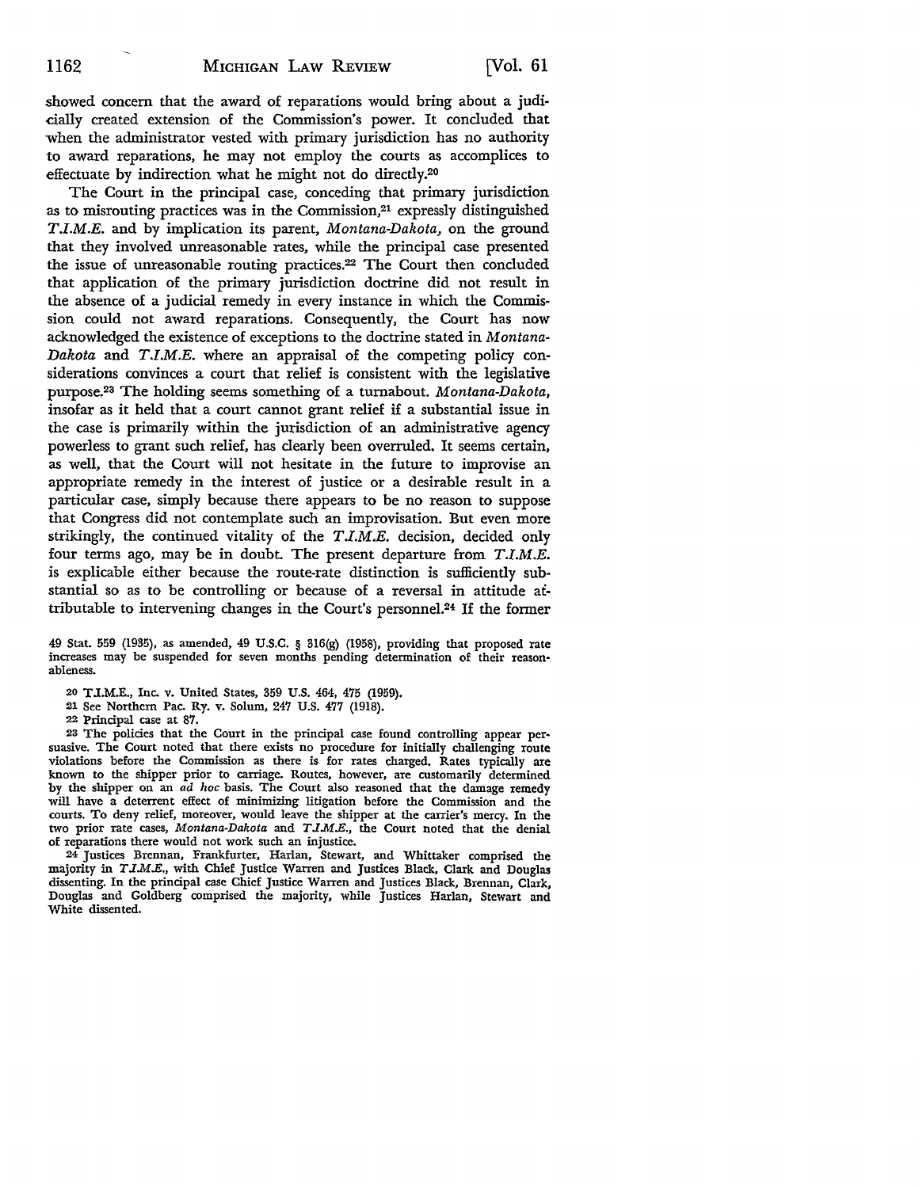showed concern that the award of reparations would bring about a judicially created extension of the Commission's power. It concluded that when the administrator vested with primary jurisdiction has no authority to award reparations, he may not employ the courts as accomplices to effectuate by indirection what he might not do directly.[20]

The Court in the principal case, conceding that primary jurisdiction as to misrouting practices was in the Commission,[21] expressly distinguished *T.I.M.E.* and by implication its parent, *Montana-Dakota,* on the ground that they involved unreasonable rates, while the principal case presented the issue of unreasonable routing practices.[22] The Court then concluded that application of the primary jurisdiction doctrine did not result in the absence of a judicial remedy in every instance in which the Commission could not award reparations. Consequently, the Court has now acknowledged the existence of exceptions to the doctrine stated in *Montana-Dakota* and *T.I.M.E.* where an appraisal of the competing policy considerations convinces a court that relief is consistent with the legislative purpose.[23] The holding seems something of a turnabout. *Montana-Dakota,* insofar as it held that a court cannot grant relief if a substantial issue in the case is primarily within the jurisdiction of an administrative agency powerless to grant such relief, has clearly been overruled. It seems certain, as well, that the Court will not hesitate in the future to improvise an appropriate remedy in the interest of justice or a desirable result in a particular case, simply because there appears to be no reason to suppose that Congress did not contemplate such an improvisation. But even more strikingly, the continued vitality of the *T.I.M.E.* decision, decided only four terms ago, may be in doubt. The present departure from *T.I.M.E.* is explicable either because the route-rate distinction is sufficiently substantial so as to be controlling or because of a reversal in attitude attributable to intervening changes in the Court's personnel.[24] If the former

49 Stat. 559 (1935), as amended, 49 U.S.C. § 316(g) (1958), providing that proposed rate increases may be suspended for seven months pending determination of their reasonableness.

[20] T.I.M.E., Inc. v. United States, 359 U.S. 464, 475 (1959).

[21] See Northern Pac. Ry. v. Solum, 247 U.S. 477 (1918).

[22] Principal case at 87.

[23] The policies that the Court in the principal case found controlling appear persuasive. The Court noted that there exists no procedure for initially challenging route violations before the Commission as there is for rates charged. Rates typically are known to the shipper prior to carriage. Routes, however, are customarily determined by the shipper on an *ad hoc* basis. The Court also reasoned that the damage remedy will have a deterrent effect of minimizing litigation before the Commission and the courts. To deny relief, moreover, would leave the shipper at the carrier's mercy. In the two prior rate cases, *Montana-Dakota* and *T.I.M.E.*, the Court noted that the denial of reparations there would not work such an injustice.

[24] Justices Brennan, Frankfurter, Harlan, Stewart, and Whittaker comprised the majority in *T.I.M.E.*, with Chief Justice Warren and Justices Black, Clark and Douglas dissenting. In the principal case Chief Justice Warren and Justices Black, Brennan, Clark, Douglas and Goldberg comprised the majority, while Justices Harlan, Stewart and White dissented.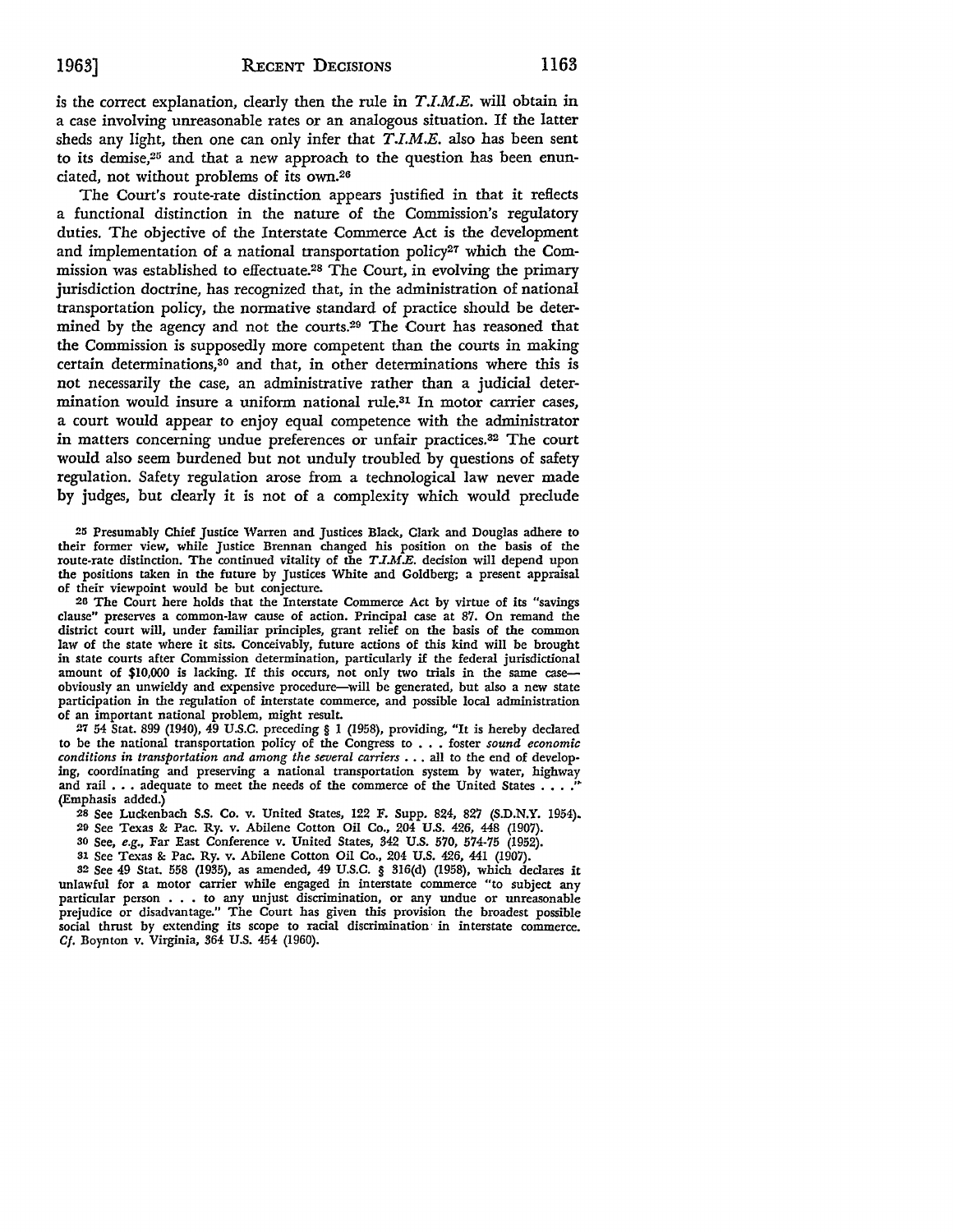is the correct explanation, clearly then the rule in *T.I.M.E.* will obtain in a case involving unreasonable rates or an analogous situation. If the latter sheds any light, then one can only infer that *T.I.M.E.* also has been sent to its demise,[25] and that a new approach to the question has been enunciated, not without problems of its own.[26]

The Court's route-rate distinction appears justified in that it reflects a functional distinction in the nature of the Commission's regulatory duties. The objective of the Interstate Commerce Act is the development and implementation of a national transportation policy[27] which the Commission was established to effectuate.[28] The Court, in evolving the primary jurisdiction doctrine, has recognized that, in the administration of national transportation policy, the normative standard of practice should be determined by the agency and not the courts.[29] The Court has reasoned that the Commission is supposedly more competent than the courts in making certain determinations,[30] and that, in other determinations where this is not necessarily the case, an administrative rather than a judicial determination would insure a uniform national rule.[31] In motor carrier cases, a court would appear to enjoy equal competence with the administrator in matters concerning undue preferences or unfair practices.[32] The court would also seem burdened but not unduly troubled by questions of safety regulation. Safety regulation arose from a technological law never made by judges, but clearly it is not of a complexity which would preclude

---

[25] Presumably Chief Justice Warren and Justices Black, Clark and Douglas adhere to their former view, while Justice Brennan changed his position on the basis of the route-rate distinction. The continued vitality of the *T.I.M.E.* decision will depend upon the positions taken in the future by Justices White and Goldberg; a present appraisal of their viewpoint would be but conjecture.

[26] The Court here holds that the Interstate Commerce Act by virtue of its "savings clause" preserves a common-law cause of action. Principal case at 87. On remand the district court will, under familiar principles, grant relief on the basis of the common law of the state where it sits. Conceivably, future actions of this kind will be brought in state courts after Commission determination, particularly if the federal jurisdictional amount of $10,000 is lacking. If this occurs, not only two trials in the same case—obviously an unwieldy and expensive procedure—will be generated, but also a new state participation in the regulation of interstate commerce, and possible local administration of an important national problem, might result.

[27] 54 Stat. 899 (1940), 49 U.S.C. preceding § 1 (1958), providing, "It is hereby declared to be the national transportation policy of the Congress to . . . foster *sound economic conditions in transportation and among the several carriers* . . . all to the end of developing, coordinating and preserving a national transportation system by water, highway and rail . . . adequate to meet the needs of the commerce of the United States . . . ." (Emphasis added.)

[28] See Luckenbach S.S. Co. v. United States, 122 F. Supp. 824, 827 (S.D.N.Y. 1954).

[29] See Texas & Pac. Ry. v. Abilene Cotton Oil Co., 204 U.S. 426, 448 (1907).

[30] See, *e.g.*, Far East Conference v. United States, 342 U.S. 570, 574-75 (1952).

[31] See Texas & Pac. Ry. v. Abilene Cotton Oil Co., 204 U.S. 426, 441 (1907).

[32] See 49 Stat. 558 (1935), as amended, 49 U.S.C. § 316(d) (1958), which declares it unlawful for a motor carrier while engaged in interstate commerce "to subject any particular person . . . to any unjust discrimination, or any undue or unreasonable prejudice or disadvantage." The Court has given this provision the broadest possible social thrust by extending its scope to racial discrimination in interstate commerce. *Cf.* Boynton v. Virginia, 364 U.S. 454 (1960).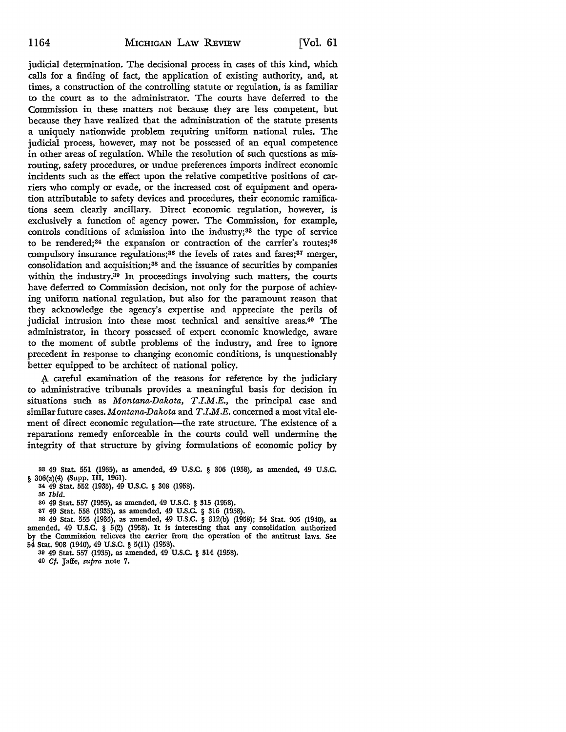judicial determination. The decisional process in cases of this kind, which calls for a finding of fact, the application of existing authority, and, at times, a construction of the controlling statute or regulation, is as familiar to the court as to the administrator. The courts have deferred to the Commission in these matters not because they are less competent, but because they have realized that the administration of the statute presents a uniquely nationwide problem requiring uniform national rules. The judicial process, however, may not be possessed of an equal competence in other areas of regulation. While the resolution of such questions as misrouting, safety procedures, or undue preferences imports indirect economic incidents such as the effect upon the relative competitive positions of carriers who comply or evade, or the increased cost of equipment and operation attributable to safety devices and procedures, their economic ramifications seem clearly ancillary. Direct economic regulation, however, is exclusively a function of agency power. The Commission, for example, controls conditions of admission into the industry;[33] the type of service to be rendered;[34] the expansion or contraction of the carrier's routes;[35] compulsory insurance regulations;[36] the levels of rates and fares;[37] merger, consolidation and acquisition;[38] and the issuance of securities by companies within the industry.[39] In proceedings involving such matters, the courts have deferred to Commission decision, not only for the purpose of achieving uniform national regulation, but also for the paramount reason that they acknowledge the agency's expertise and appreciate the perils of judicial intrusion into these most technical and sensitive areas.[40] The administrator, in theory possessed of expert economic knowledge, aware to the moment of subtle problems of the industry, and free to ignore precedent in response to changing economic conditions, is unquestionably better equipped to be architect of national policy.

A careful examination of the reasons for reference by the judiciary to administrative tribunals provides a meaningful basis for decision in situations such as *Montana-Dakota*, *T.I.M.E.*, the principal case and similar future cases. *Montana-Dakota* and *T.I.M.E.* concerned a most vital element of direct economic regulation—the rate structure. The existence of a reparations remedy enforceable in the courts could well undermine the integrity of that structure by giving formulations of economic policy by

---

33 49 Stat. 551 (1935), as amended, 49 U.S.C. § 306 (1958), as amended, 49 U.S.C. § 306(a)(4) (Supp. III, 1961).

34 49 Stat. 552 (1935), 49 U.S.C. § 308 (1958).

35 *Ibid.*

36 49 Stat. 557 (1935), as amended, 49 U.S.C. § 315 (1958).

37 49 Stat. 558 (1935), as amended, 49 U.S.C. § 316 (1958).

38 49 Stat. 555 (1935), as amended, 49 U.S.C. § 312(b) (1958); 54 Stat. 905 (1940), as amended, 49 U.S.C. § 5(2) (1958). It is interesting that any consolidation authorized by the Commission relieves the carrier from the operation of the antitrust laws. See 54 Stat. 908 (1940), 49 U.S.C. § 5(11) (1958).

39 49 Stat. 557 (1935), as amended, 49 U.S.C. § 314 (1958).

40 *Cf.* Jaffe, *supra* note 7.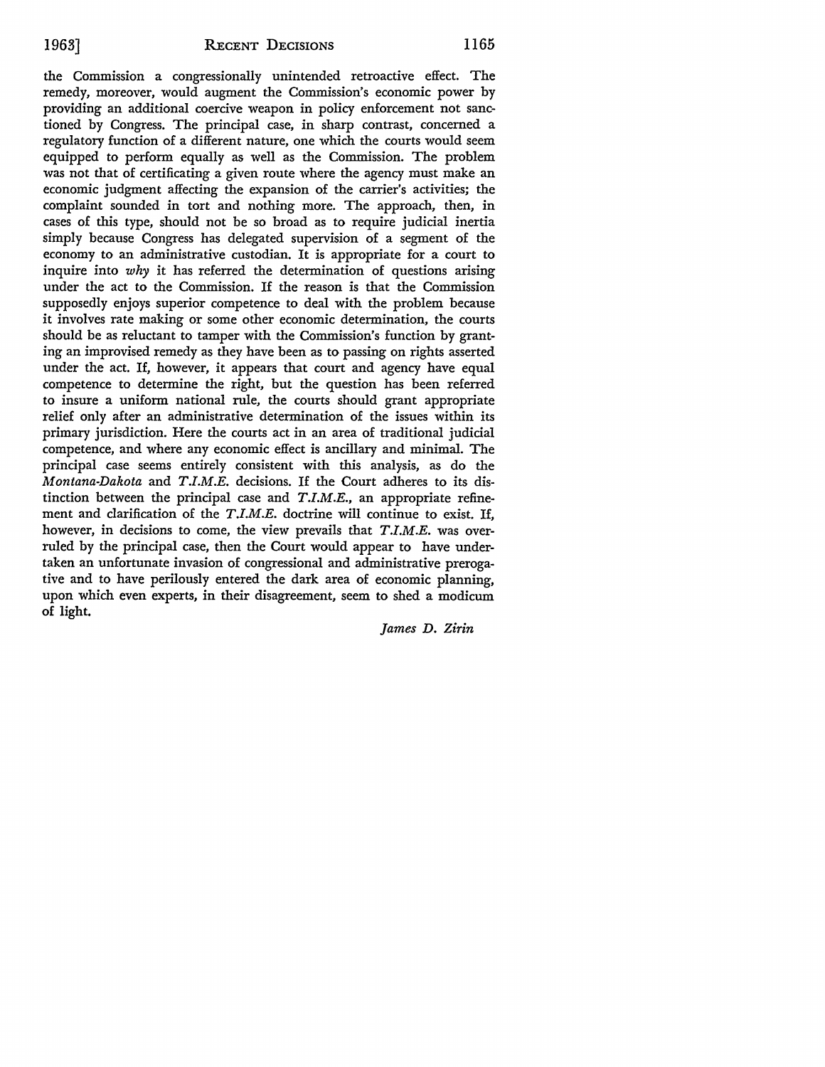the Commission a congressionally unintended retroactive effect. The remedy, moreover, would augment the Commission's economic power by providing an additional coercive weapon in policy enforcement not sanctioned by Congress. The principal case, in sharp contrast, concerned a regulatory function of a different nature, one which the courts would seem equipped to perform equally as well as the Commission. The problem was not that of certificating a given route where the agency must make an economic judgment affecting the expansion of the carrier's activities; the complaint sounded in tort and nothing more. The approach, then, in cases of this type, should not be so broad as to require judicial inertia simply because Congress has delegated supervision of a segment of the economy to an administrative custodian. It is appropriate for a court to inquire into *why* it has referred the determination of questions arising under the act to the Commission. If the reason is that the Commission supposedly enjoys superior competence to deal with the problem because it involves rate making or some other economic determination, the courts should be as reluctant to tamper with the Commission's function by granting an improvised remedy as they have been as to passing on rights asserted under the act. If, however, it appears that court and agency have equal competence to determine the right, but the question has been referred to insure a uniform national rule, the courts should grant appropriate relief only after an administrative determination of the issues within its primary jurisdiction. Here the courts act in an area of traditional judicial competence, and where any economic effect is ancillary and minimal. The principal case seems entirely consistent with this analysis, as do the *Montana-Dakota* and *T.I.M.E.* decisions. If the Court adheres to its distinction between the principal case and *T.I.M.E.*, an appropriate refinement and clarification of the *T.I.M.E.* doctrine will continue to exist. If, however, in decisions to come, the view prevails that *T.I.M.E.* was overruled by the principal case, then the Court would appear to have undertaken an unfortunate invasion of congressional and administrative prerogative and to have perilously entered the dark area of economic planning, upon which even experts, in their disagreement, seem to shed a modicum of light.

*James D. Zirin*